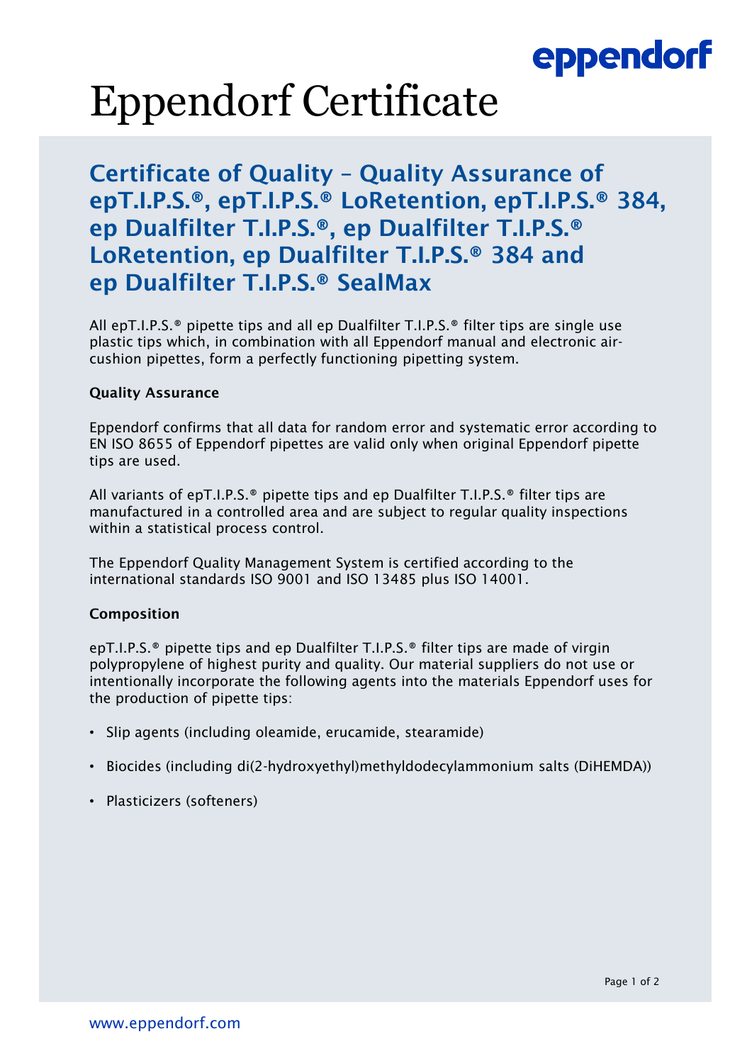# Eppendorf Certificate

## Certificate of Quality – Quality Assurance of epT.I.P.S.®, epT.I.P.S.® LoRetention, epT.I.P.S.® 384, ep Dualfilter T.I.P.S.®, ep Dualfilter T.I.P.S.® LoRetention, ep Dualfilter T.I.P.S.® 384 and ep Dualfilter T.I.P.S.® SealMax

All epT.I.P.S.® pipette tips and all ep Dualfilter T.I.P.S.® filter tips are single use plastic tips which, in combination with all Eppendorf manual and electronic air-cushion pipettes, form a perfectly functioning pipetting system.

### Quality Assurance

Eppendorf confirms that all data for random error and systematic error according to EN ISO 8655 of Eppendorf pipettes are valid only when original Eppendorf pipette tips are used.

All variants of epT.I.P.S.® pipette tips and ep Dualfilter T.I.P.S.® filter tips are manufactured in a controlled area and are subject to regular quality inspections within a statistical process control.

The Eppendorf Quality Management System is certified according to the international standards ISO 9001 and ISO 13485 plus ISO 14001.

### Composition

epT.I.P.S.® pipette tips and ep Dualfilter T.I.P.S.® filter tips are made of virgin polypropylene of highest purity and quality. Our material suppliers do not use or intentionally incorporate the following agents into the materials Eppendorf uses for the production of pipette tips:

- Slip agents (including oleamide, erucamide, stearamide)
- Biocides (including di(2-hydroxyethyl)methyldodecylammonium salts (DiHEMDA))
- Plasticizers (softeners)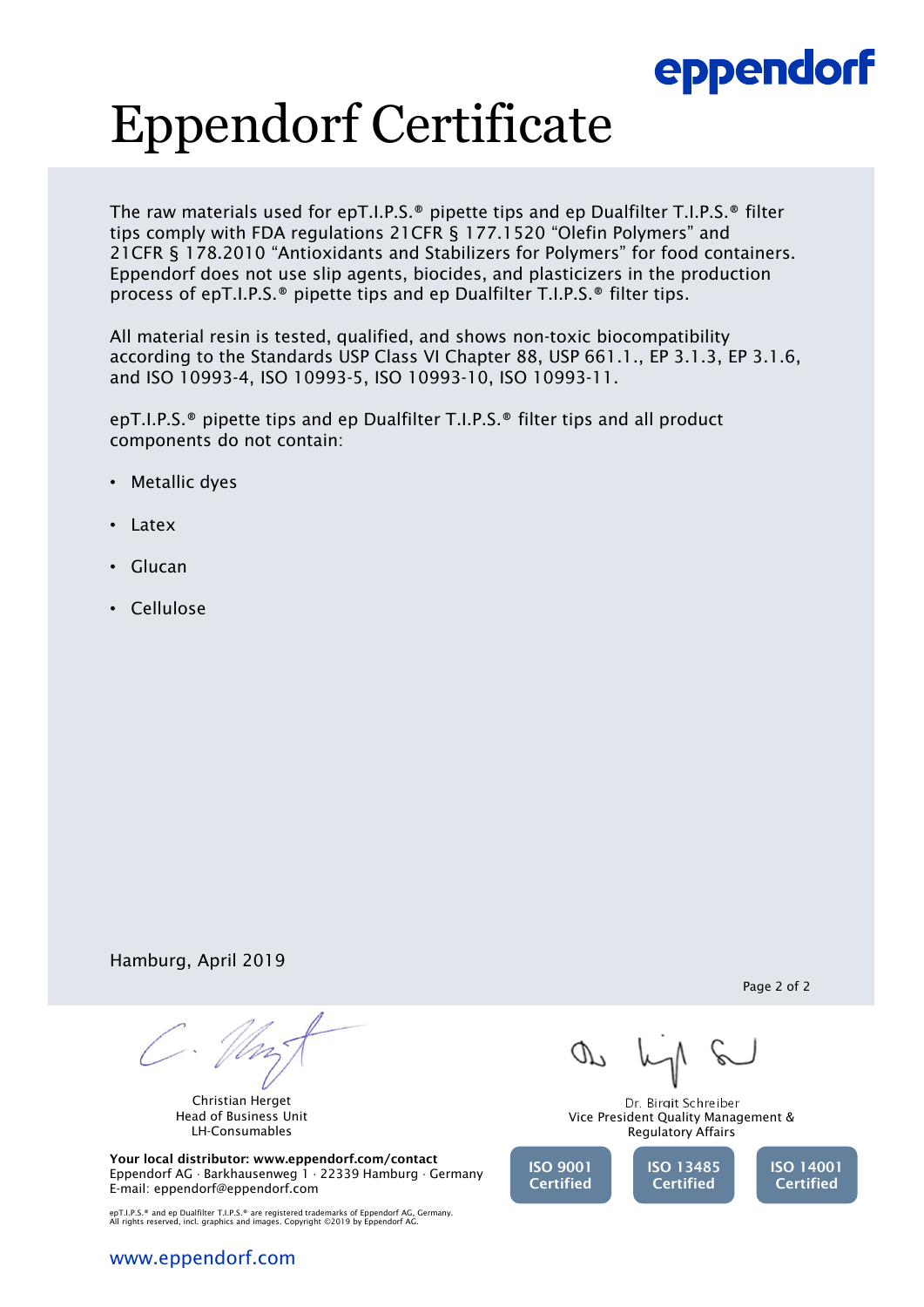# Eppendorf Certificate

The raw materials used for epT.I.P.S.® pipette tips and ep Dualfilter T.I.P.S.® filter tips comply with FDA regulations 21CFR § 177.1520 "Olefin Polymers" and 21CFR § 178.2010 "Antioxidants and Stabilizers for Polymers" for food containers. Eppendorf does not use slip agents, biocides, and plasticizers in the production process of epT.I.P.S.® pipette tips and ep Dualfilter T.I.P.S.® filter tips.

All material resin is tested, qualified, and shows non-toxic biocompatibility according to the Standards USP Class VI Chapter 88, USP 661.1., EP 3.1.3, EP 3.1.6, and ISO 10993-4, ISO 10993-5, ISO 10993-10, ISO 10993-11.

epT.I.P.S.® pipette tips and ep Dualfilter T.I.P.S.® filter tips and all product components do not contain:

- Metallic dyes
- Latex
- Glucan
- Cellulose

Hamburg, April 2019

Christian Herget
Head of Business Unit
LH-Consumables

Dr. Birgit Schreiber
Vice President Quality Management & Regulatory Affairs

**Your local distributor: www.eppendorf.com/contact**
Eppendorf AG · Barkhausenweg 1 · 22339 Hamburg · Germany
E-mail: eppendorf@eppendorf.com

ISO 9001 Certified | ISO 13485 Certified | ISO 14001 Certified

epT.I.P.S.® and ep Dualfilter T.I.P.S.® are registered trademarks of Eppendorf AG, Germany.
All rights reserved, incl. graphics and images. Copyright ©2019 by Eppendorf AG.

www.eppendorf.com